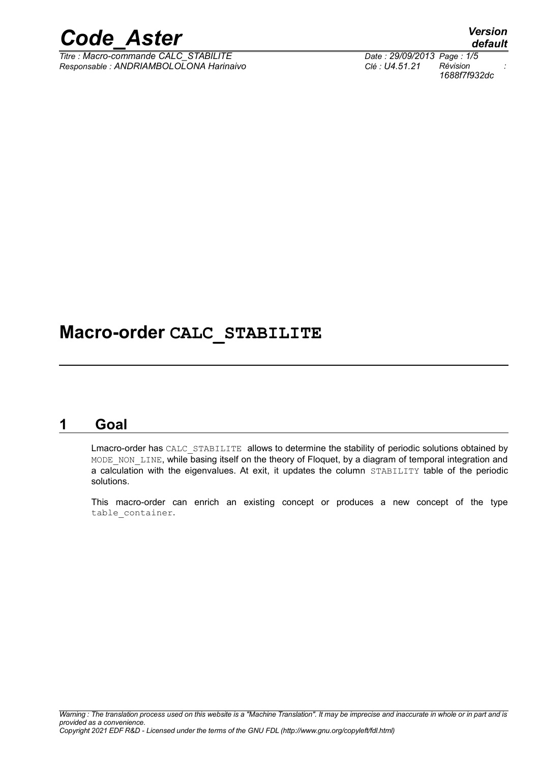# Macro-order CALC_STABILITE

## 1 Goal

Lmacro-order has CALC_STABILITE allows to determine the stability of periodic solutions obtained by MODE_NON_LINE, while basing itself on the theory of Floquet, by a diagram of temporal integration and a calculation with the eigenvalues. At exit, it updates the column STABILITY table of the periodic solutions.

This macro-order can enrich an existing concept or produces a new concept of the type table_container.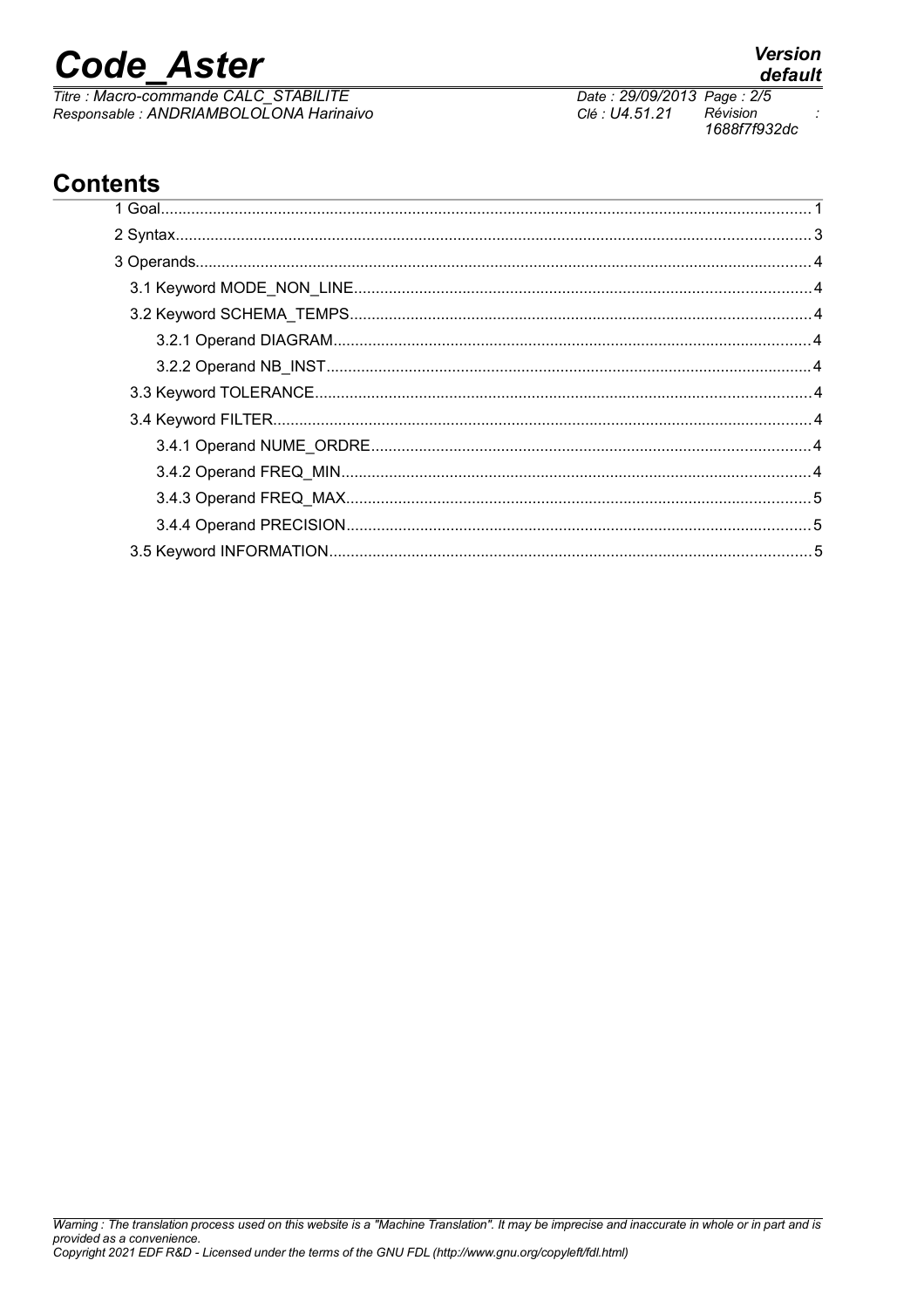## Contents

1 Goal........................................................................................................................................... 1

2 Syntax........................................................................................................................................ 3

3 Operands.................................................................................................................................... 4

3.1 Keyword MODE_NON_LINE.................................................................................................. 4

3.2 Keyword SCHEMA_TEMPS.................................................................................................. 4

3.2.1 Operand DIAGRAM.......................................................................................................... 4

3.2.2 Operand NB_INST............................................................................................................ 4

3.3 Keyword TOLERANCE.......................................................................................................... 4

3.4 Keyword FILTER.................................................................................................................... 4

3.4.1 Operand NUME_ORDRE.................................................................................................. 4

3.4.2 Operand FREQ_MIN......................................................................................................... 4

3.4.3 Operand FREQ_MAX........................................................................................................ 5

3.4.4 Operand PRECISION........................................................................................................ 5

3.5 Keyword INFORMATION........................................................................................................ 5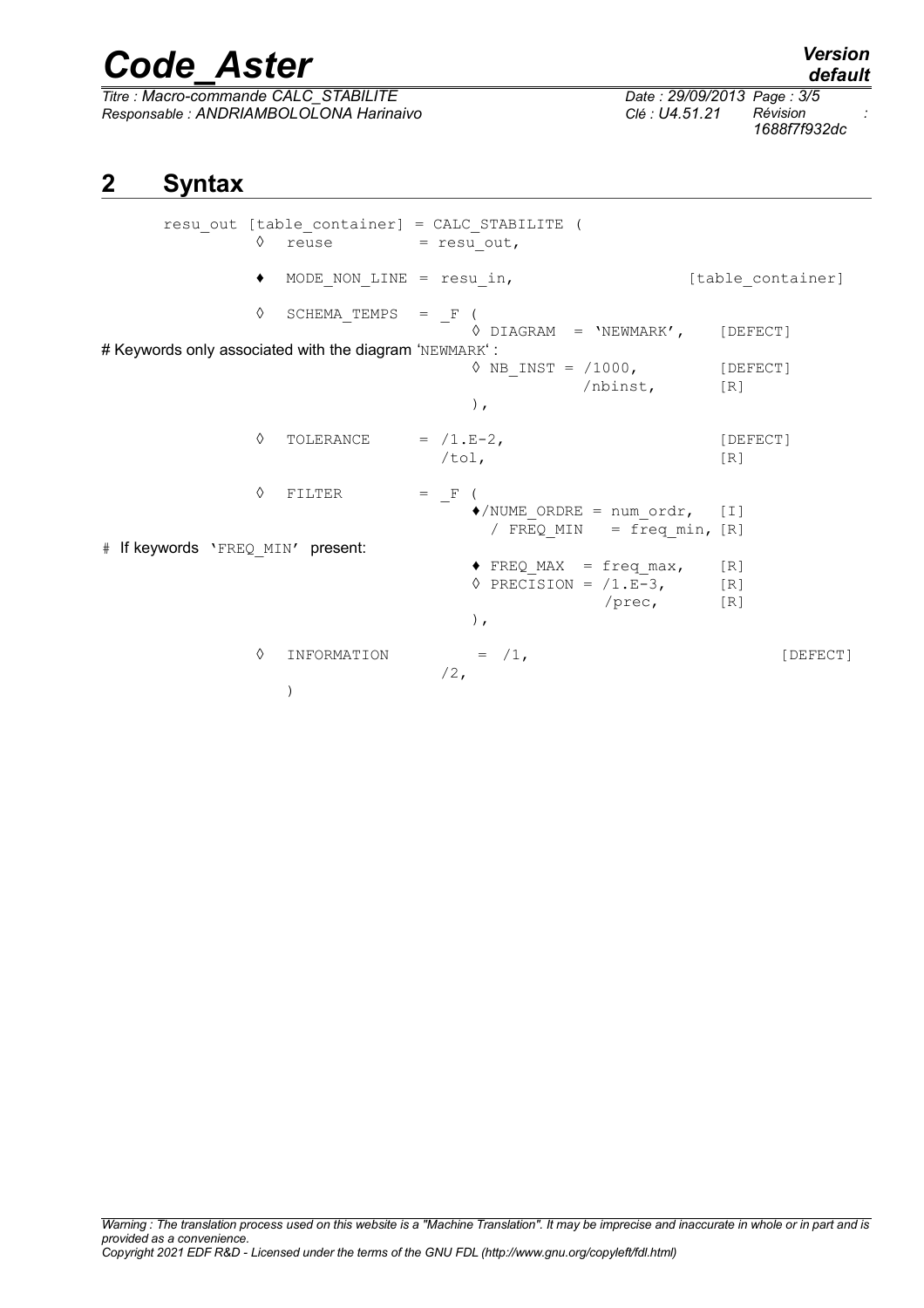## 2 Syntax

```
resu_out [table_container] = CALC_STABILITE (
         ◊  reuse         = resu_out,

         ♦  MODE_NON_LINE = resu_in,                    [table_container]

         ◊  SCHEMA_TEMPS  = _F (
                               ◊ DIAGRAM  = 'NEWMARK',    [DEFECT]
# Keywords only associated with the diagram 'NEWMARK':
                               ◊ NB_INST = /1000,         [DEFECT]
                                           /nbinst,       [R]
                               ),

         ◊  TOLERANCE     = /1.E-2,                       [DEFECT]
                            /tol,                         [R]

         ◊  FILTER        = _F (
                               ♦/NUME_ORDRE = num_ordr,   [I]
                                / FREQ_MIN   = freq_min,  [R]
# If keywords 'FREQ_MIN' present:
                               ♦ FREQ_MAX  = freq_max,    [R]
                               ◊ PRECISION = /1.E-3,      [R]
                                             /prec,       [R]
                               ),

         ◊  INFORMATION        = /1,                          [DEFECT]
                            /2,
         )
```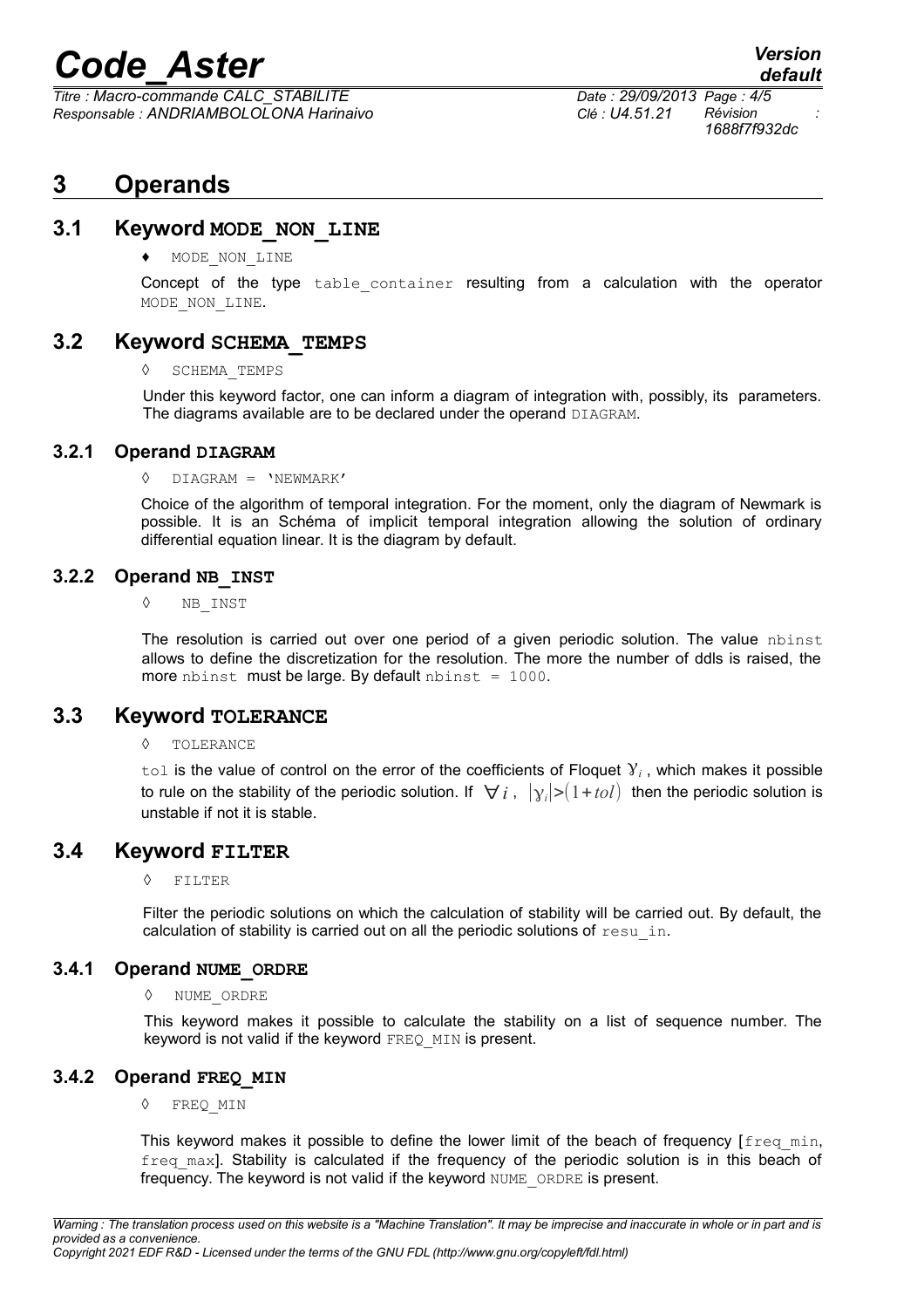# 3 Operands

## 3.1 Keyword MODE_NON_LINE

♦ MODE_NON_LINE

Concept of the type table_container resulting from a calculation with the operator MODE_NON_LINE.

## 3.2 Keyword SCHEMA_TEMPS

◊ SCHEMA_TEMPS

Under this keyword factor, one can inform a diagram of integration with, possibly, its parameters. The diagrams available are to be declared under the operand DIAGRAM.

### 3.2.1 Operand DIAGRAM

◊ DIAGRAM = 'NEWMARK'

Choice of the algorithm of temporal integration. For the moment, only the diagram of Newmark is possible. It is an Schéma of implicit temporal integration allowing the solution of ordinary differential equation linear. It is the diagram by default.

### 3.2.2 Operand NB_INST

◊ NB_INST

The resolution is carried out over one period of a given periodic solution. The value nbinst allows to define the discretization for the resolution. The more the number of ddls is raised, the more nbinst must be large. By default nbinst = 1000.

## 3.3 Keyword TOLERANCE

◊ TOLERANCE

tol is the value of control on the error of the coefficients of Floquet $\gamma_i$, which makes it possible to rule on the stability of the periodic solution. If $\forall i$, $|\gamma_i|>(1+tol)$ then the periodic solution is unstable if not it is stable.

## 3.4 Keyword FILTER

◊ FILTER

Filter the periodic solutions on which the calculation of stability will be carried out. By default, the calculation of stability is carried out on all the periodic solutions of resu_in.

### 3.4.1 Operand NUME_ORDRE

◊ NUME_ORDRE

This keyword makes it possible to calculate the stability on a list of sequence number. The keyword is not valid if the keyword FREQ_MIN is present.

### 3.4.2 Operand FREQ_MIN

◊ FREQ_MIN

This keyword makes it possible to define the lower limit of the beach of frequency [freq_min, freq_max]. Stability is calculated if the frequency of the periodic solution is in this beach of frequency. The keyword is not valid if the keyword NUME_ORDRE is present.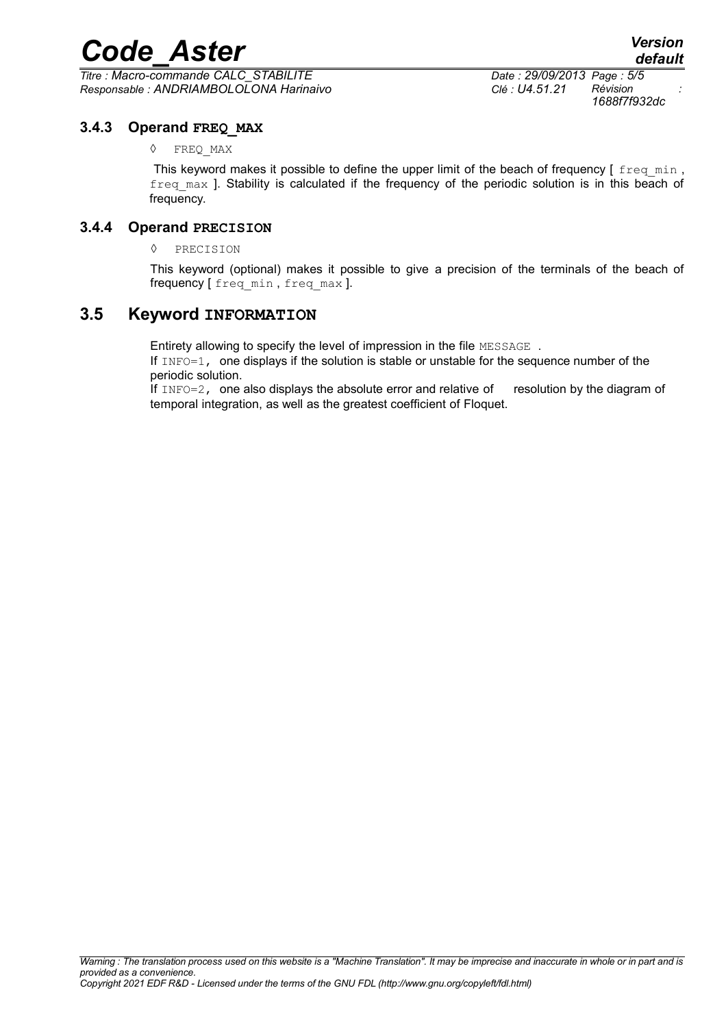### 3.4.3 Operand **FREQ_MAX**

◊ FREQ_MAX

This keyword makes it possible to define the upper limit of the beach of frequency [ freq_min , freq_max ]. Stability is calculated if the frequency of the periodic solution is in this beach of frequency.

### 3.4.4 Operand **PRECISION**

◊ PRECISION

This keyword (optional) makes it possible to give a precision of the terminals of the beach of frequency [ freq_min , freq_max ].

## 3.5 Keyword **INFORMATION**

Entirety allowing to specify the level of impression in the file MESSAGE .

If INFO=1, one displays if the solution is stable or unstable for the sequence number of the periodic solution.

If INFO=2, one also displays the absolute error and relative of resolution by the diagram of temporal integration, as well as the greatest coefficient of Floquet.